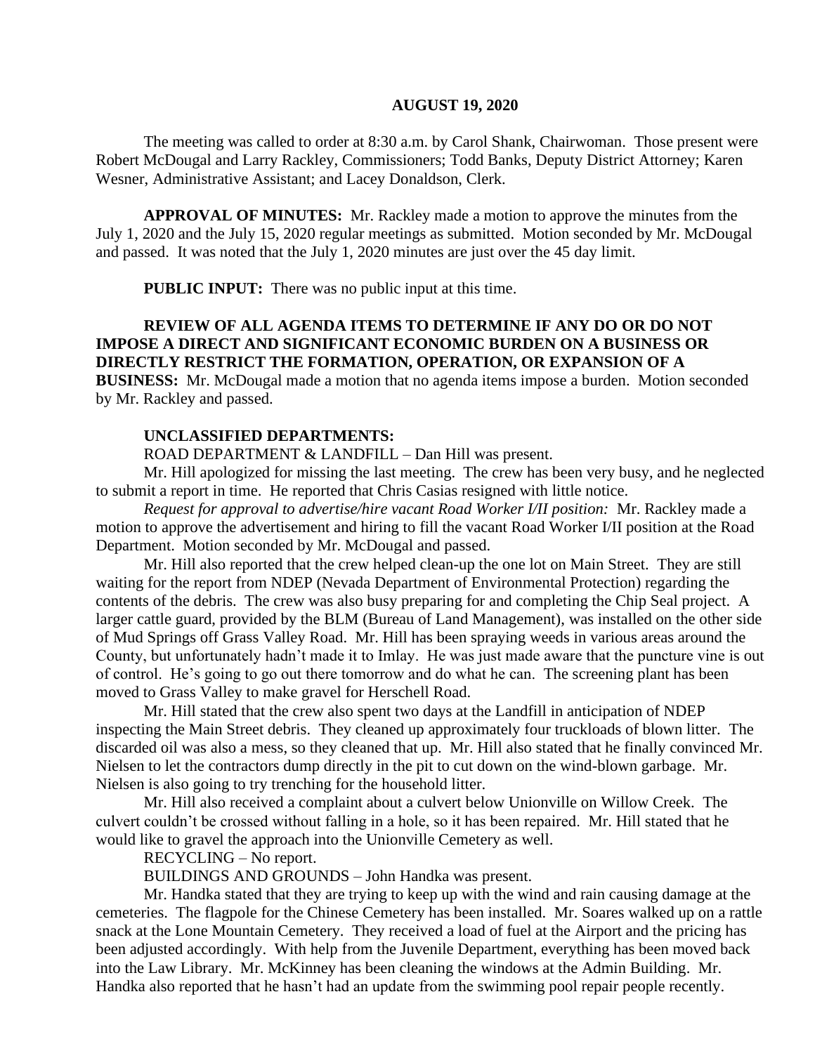**AUGUST 19, 2020**

The meeting was called to order at 8:30 a.m. by Carol Shank, Chairwoman. Those present were Robert McDougal and Larry Rackley, Commissioners; Todd Banks, Deputy District Attorney; Karen Wesner, Administrative Assistant; and Lacey Donaldson, Clerk.

**APPROVAL OF MINUTES:** Mr. Rackley made a motion to approve the minutes from the July 1, 2020 and the July 15, 2020 regular meetings as submitted. Motion seconded by Mr. McDougal and passed. It was noted that the July 1, 2020 minutes are just over the 45 day limit.

**PUBLIC INPUT:** There was no public input at this time.

**REVIEW OF ALL AGENDA ITEMS TO DETERMINE IF ANY DO OR DO NOT IMPOSE A DIRECT AND SIGNIFICANT ECONOMIC BURDEN ON A BUSINESS OR DIRECTLY RESTRICT THE FORMATION, OPERATION, OR EXPANSION OF A BUSINESS:** Mr. McDougal made a motion that no agenda items impose a burden. Motion seconded by Mr. Rackley and passed.

**UNCLASSIFIED DEPARTMENTS:**

ROAD DEPARTMENT & LANDFILL – Dan Hill was present.

Mr. Hill apologized for missing the last meeting. The crew has been very busy, and he neglected to submit a report in time. He reported that Chris Casias resigned with little notice.

*Request for approval to advertise/hire vacant Road Worker I/II position:* Mr. Rackley made a motion to approve the advertisement and hiring to fill the vacant Road Worker I/II position at the Road Department. Motion seconded by Mr. McDougal and passed.

Mr. Hill also reported that the crew helped clean-up the one lot on Main Street. They are still waiting for the report from NDEP (Nevada Department of Environmental Protection) regarding the contents of the debris. The crew was also busy preparing for and completing the Chip Seal project. A larger cattle guard, provided by the BLM (Bureau of Land Management), was installed on the other side of Mud Springs off Grass Valley Road. Mr. Hill has been spraying weeds in various areas around the County, but unfortunately hadn't made it to Imlay. He was just made aware that the puncture vine is out of control. He's going to go out there tomorrow and do what he can. The screening plant has been moved to Grass Valley to make gravel for Herschell Road.

Mr. Hill stated that the crew also spent two days at the Landfill in anticipation of NDEP inspecting the Main Street debris. They cleaned up approximately four truckloads of blown litter. The discarded oil was also a mess, so they cleaned that up. Mr. Hill also stated that he finally convinced Mr. Nielsen to let the contractors dump directly in the pit to cut down on the wind-blown garbage. Mr. Nielsen is also going to try trenching for the household litter.

Mr. Hill also received a complaint about a culvert below Unionville on Willow Creek. The culvert couldn't be crossed without falling in a hole, so it has been repaired. Mr. Hill stated that he would like to gravel the approach into the Unionville Cemetery as well.

RECYCLING – No report.

BUILDINGS AND GROUNDS – John Handka was present.

Mr. Handka stated that they are trying to keep up with the wind and rain causing damage at the cemeteries. The flagpole for the Chinese Cemetery has been installed. Mr. Soares walked up on a rattle snack at the Lone Mountain Cemetery. They received a load of fuel at the Airport and the pricing has been adjusted accordingly. With help from the Juvenile Department, everything has been moved back into the Law Library. Mr. McKinney has been cleaning the windows at the Admin Building. Mr. Handka also reported that he hasn't had an update from the swimming pool repair people recently.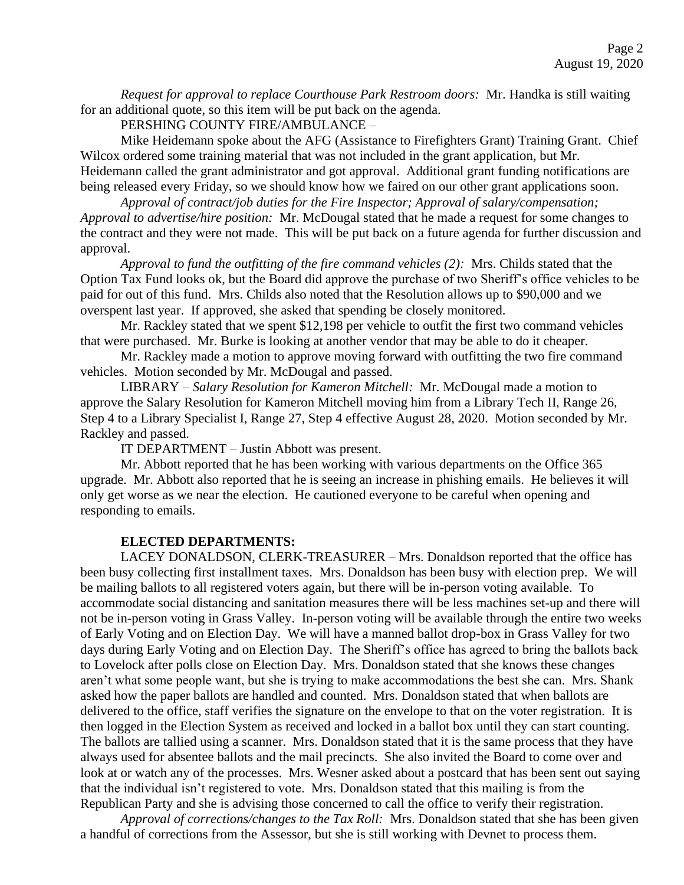*Request for approval to replace Courthouse Park Restroom doors:* Mr. Handka is still waiting for an additional quote, so this item will be put back on the agenda.

PERSHING COUNTY FIRE/AMBULANCE –

Mike Heidemann spoke about the AFG (Assistance to Firefighters Grant) Training Grant. Chief Wilcox ordered some training material that was not included in the grant application, but Mr. Heidemann called the grant administrator and got approval. Additional grant funding notifications are being released every Friday, so we should know how we faired on our other grant applications soon.

*Approval of contract/job duties for the Fire Inspector; Approval of salary/compensation; Approval to advertise/hire position:* Mr. McDougal stated that he made a request for some changes to the contract and they were not made. This will be put back on a future agenda for further discussion and approval.

*Approval to fund the outfitting of the fire command vehicles (2):* Mrs. Childs stated that the Option Tax Fund looks ok, but the Board did approve the purchase of two Sheriff's office vehicles to be paid for out of this fund. Mrs. Childs also noted that the Resolution allows up to $90,000 and we overspent last year. If approved, she asked that spending be closely monitored.

Mr. Rackley stated that we spent $12,198 per vehicle to outfit the first two command vehicles that were purchased. Mr. Burke is looking at another vendor that may be able to do it cheaper.

Mr. Rackley made a motion to approve moving forward with outfitting the two fire command vehicles. Motion seconded by Mr. McDougal and passed.

LIBRARY – *Salary Resolution for Kameron Mitchell:* Mr. McDougal made a motion to approve the Salary Resolution for Kameron Mitchell moving him from a Library Tech II, Range 26, Step 4 to a Library Specialist I, Range 27, Step 4 effective August 28, 2020. Motion seconded by Mr. Rackley and passed.

IT DEPARTMENT – Justin Abbott was present.

Mr. Abbott reported that he has been working with various departments on the Office 365 upgrade. Mr. Abbott also reported that he is seeing an increase in phishing emails. He believes it will only get worse as we near the election. He cautioned everyone to be careful when opening and responding to emails.

**ELECTED DEPARTMENTS:**

LACEY DONALDSON, CLERK-TREASURER – Mrs. Donaldson reported that the office has been busy collecting first installment taxes. Mrs. Donaldson has been busy with election prep. We will be mailing ballots to all registered voters again, but there will be in-person voting available. To accommodate social distancing and sanitation measures there will be less machines set-up and there will not be in-person voting in Grass Valley. In-person voting will be available through the entire two weeks of Early Voting and on Election Day. We will have a manned ballot drop-box in Grass Valley for two days during Early Voting and on Election Day. The Sheriff's office has agreed to bring the ballots back to Lovelock after polls close on Election Day. Mrs. Donaldson stated that she knows these changes aren't what some people want, but she is trying to make accommodations the best she can. Mrs. Shank asked how the paper ballots are handled and counted. Mrs. Donaldson stated that when ballots are delivered to the office, staff verifies the signature on the envelope to that on the voter registration. It is then logged in the Election System as received and locked in a ballot box until they can start counting. The ballots are tallied using a scanner. Mrs. Donaldson stated that it is the same process that they have always used for absentee ballots and the mail precincts. She also invited the Board to come over and look at or watch any of the processes. Mrs. Wesner asked about a postcard that has been sent out saying that the individual isn't registered to vote. Mrs. Donaldson stated that this mailing is from the Republican Party and she is advising those concerned to call the office to verify their registration.

*Approval of corrections/changes to the Tax Roll:* Mrs. Donaldson stated that she has been given a handful of corrections from the Assessor, but she is still working with Devnet to process them.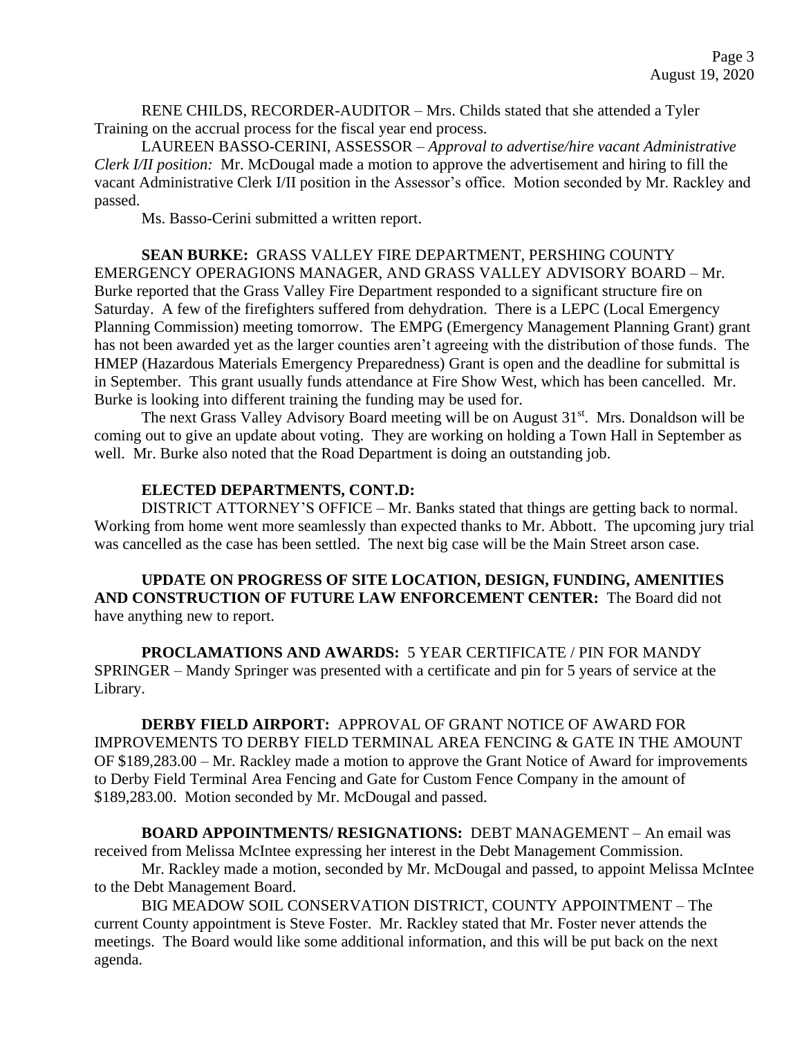RENE CHILDS, RECORDER-AUDITOR – Mrs. Childs stated that she attended a Tyler Training on the accrual process for the fiscal year end process.

LAUREEN BASSO-CERINI, ASSESSOR – *Approval to advertise/hire vacant Administrative Clerk I/II position:* Mr. McDougal made a motion to approve the advertisement and hiring to fill the vacant Administrative Clerk I/II position in the Assessor's office. Motion seconded by Mr. Rackley and passed.

Ms. Basso-Cerini submitted a written report.

**SEAN BURKE:** GRASS VALLEY FIRE DEPARTMENT, PERSHING COUNTY EMERGENCY OPERAGIONS MANAGER, AND GRASS VALLEY ADVISORY BOARD – Mr. Burke reported that the Grass Valley Fire Department responded to a significant structure fire on Saturday. A few of the firefighters suffered from dehydration. There is a LEPC (Local Emergency Planning Commission) meeting tomorrow. The EMPG (Emergency Management Planning Grant) grant has not been awarded yet as the larger counties aren't agreeing with the distribution of those funds. The HMEP (Hazardous Materials Emergency Preparedness) Grant is open and the deadline for submittal is in September. This grant usually funds attendance at Fire Show West, which has been cancelled. Mr. Burke is looking into different training the funding may be used for.

The next Grass Valley Advisory Board meeting will be on August 31st. Mrs. Donaldson will be coming out to give an update about voting. They are working on holding a Town Hall in September as well. Mr. Burke also noted that the Road Department is doing an outstanding job.

**ELECTED DEPARTMENTS, CONT.D:**

DISTRICT ATTORNEY'S OFFICE – Mr. Banks stated that things are getting back to normal. Working from home went more seamlessly than expected thanks to Mr. Abbott. The upcoming jury trial was cancelled as the case has been settled. The next big case will be the Main Street arson case.

**UPDATE ON PROGRESS OF SITE LOCATION, DESIGN, FUNDING, AMENITIES AND CONSTRUCTION OF FUTURE LAW ENFORCEMENT CENTER:** The Board did not have anything new to report.

**PROCLAMATIONS AND AWARDS:** 5 YEAR CERTIFICATE / PIN FOR MANDY SPRINGER – Mandy Springer was presented with a certificate and pin for 5 years of service at the Library.

**DERBY FIELD AIRPORT:** APPROVAL OF GRANT NOTICE OF AWARD FOR IMPROVEMENTS TO DERBY FIELD TERMINAL AREA FENCING & GATE IN THE AMOUNT OF $189,283.00 – Mr. Rackley made a motion to approve the Grant Notice of Award for improvements to Derby Field Terminal Area Fencing and Gate for Custom Fence Company in the amount of $189,283.00. Motion seconded by Mr. McDougal and passed.

**BOARD APPOINTMENTS/ RESIGNATIONS:** DEBT MANAGEMENT – An email was received from Melissa McIntee expressing her interest in the Debt Management Commission.

Mr. Rackley made a motion, seconded by Mr. McDougal and passed, to appoint Melissa McIntee to the Debt Management Board.

BIG MEADOW SOIL CONSERVATION DISTRICT, COUNTY APPOINTMENT – The current County appointment is Steve Foster. Mr. Rackley stated that Mr. Foster never attends the meetings. The Board would like some additional information, and this will be put back on the next agenda.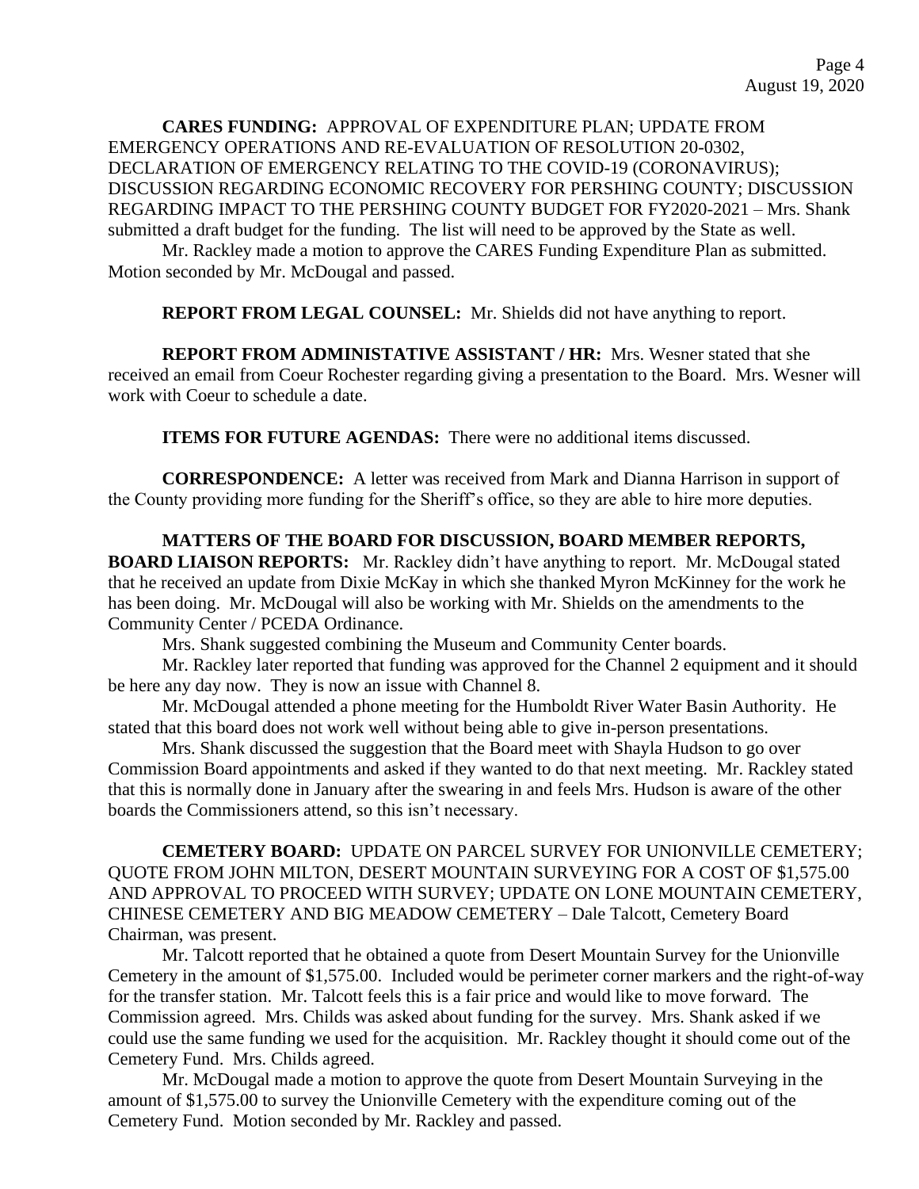**CARES FUNDING:** APPROVAL OF EXPENDITURE PLAN; UPDATE FROM EMERGENCY OPERATIONS AND RE-EVALUATION OF RESOLUTION 20-0302, DECLARATION OF EMERGENCY RELATING TO THE COVID-19 (CORONAVIRUS); DISCUSSION REGARDING ECONOMIC RECOVERY FOR PERSHING COUNTY; DISCUSSION REGARDING IMPACT TO THE PERSHING COUNTY BUDGET FOR FY2020-2021 – Mrs. Shank submitted a draft budget for the funding. The list will need to be approved by the State as well.

Mr. Rackley made a motion to approve the CARES Funding Expenditure Plan as submitted. Motion seconded by Mr. McDougal and passed.

**REPORT FROM LEGAL COUNSEL:** Mr. Shields did not have anything to report.

**REPORT FROM ADMINISTATIVE ASSISTANT / HR:** Mrs. Wesner stated that she received an email from Coeur Rochester regarding giving a presentation to the Board. Mrs. Wesner will work with Coeur to schedule a date.

**ITEMS FOR FUTURE AGENDAS:** There were no additional items discussed.

**CORRESPONDENCE:** A letter was received from Mark and Dianna Harrison in support of the County providing more funding for the Sheriff's office, so they are able to hire more deputies.

**MATTERS OF THE BOARD FOR DISCUSSION, BOARD MEMBER REPORTS, BOARD LIAISON REPORTS:** Mr. Rackley didn't have anything to report. Mr. McDougal stated that he received an update from Dixie McKay in which she thanked Myron McKinney for the work he has been doing. Mr. McDougal will also be working with Mr. Shields on the amendments to the Community Center / PCEDA Ordinance.

Mrs. Shank suggested combining the Museum and Community Center boards.

Mr. Rackley later reported that funding was approved for the Channel 2 equipment and it should be here any day now. They is now an issue with Channel 8.

Mr. McDougal attended a phone meeting for the Humboldt River Water Basin Authority. He stated that this board does not work well without being able to give in-person presentations.

Mrs. Shank discussed the suggestion that the Board meet with Shayla Hudson to go over Commission Board appointments and asked if they wanted to do that next meeting. Mr. Rackley stated that this is normally done in January after the swearing in and feels Mrs. Hudson is aware of the other boards the Commissioners attend, so this isn't necessary.

**CEMETERY BOARD:** UPDATE ON PARCEL SURVEY FOR UNIONVILLE CEMETERY; QUOTE FROM JOHN MILTON, DESERT MOUNTAIN SURVEYING FOR A COST OF $1,575.00 AND APPROVAL TO PROCEED WITH SURVEY; UPDATE ON LONE MOUNTAIN CEMETERY, CHINESE CEMETERY AND BIG MEADOW CEMETERY – Dale Talcott, Cemetery Board Chairman, was present.

Mr. Talcott reported that he obtained a quote from Desert Mountain Survey for the Unionville Cemetery in the amount of $1,575.00. Included would be perimeter corner markers and the right-of-way for the transfer station. Mr. Talcott feels this is a fair price and would like to move forward. The Commission agreed. Mrs. Childs was asked about funding for the survey. Mrs. Shank asked if we could use the same funding we used for the acquisition. Mr. Rackley thought it should come out of the Cemetery Fund. Mrs. Childs agreed.

Mr. McDougal made a motion to approve the quote from Desert Mountain Surveying in the amount of $1,575.00 to survey the Unionville Cemetery with the expenditure coming out of the Cemetery Fund. Motion seconded by Mr. Rackley and passed.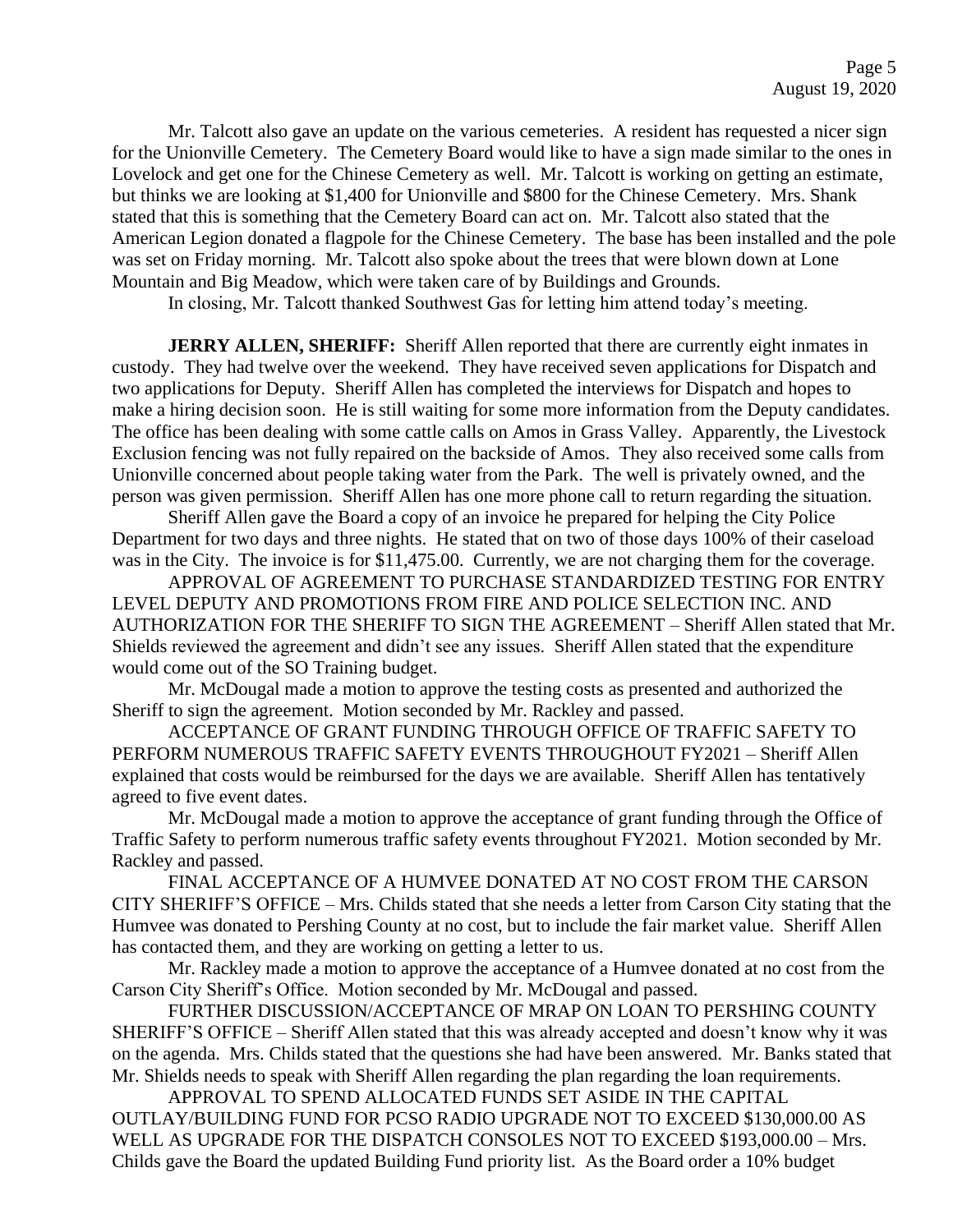Mr. Talcott also gave an update on the various cemeteries. A resident has requested a nicer sign for the Unionville Cemetery. The Cemetery Board would like to have a sign made similar to the ones in Lovelock and get one for the Chinese Cemetery as well. Mr. Talcott is working on getting an estimate, but thinks we are looking at $1,400 for Unionville and $800 for the Chinese Cemetery. Mrs. Shank stated that this is something that the Cemetery Board can act on. Mr. Talcott also stated that the American Legion donated a flagpole for the Chinese Cemetery. The base has been installed and the pole was set on Friday morning. Mr. Talcott also spoke about the trees that were blown down at Lone Mountain and Big Meadow, which were taken care of by Buildings and Grounds.

In closing, Mr. Talcott thanked Southwest Gas for letting him attend today's meeting.

**JERRY ALLEN, SHERIFF:** Sheriff Allen reported that there are currently eight inmates in custody. They had twelve over the weekend. They have received seven applications for Dispatch and two applications for Deputy. Sheriff Allen has completed the interviews for Dispatch and hopes to make a hiring decision soon. He is still waiting for some more information from the Deputy candidates. The office has been dealing with some cattle calls on Amos in Grass Valley. Apparently, the Livestock Exclusion fencing was not fully repaired on the backside of Amos. They also received some calls from Unionville concerned about people taking water from the Park. The well is privately owned, and the person was given permission. Sheriff Allen has one more phone call to return regarding the situation.

Sheriff Allen gave the Board a copy of an invoice he prepared for helping the City Police Department for two days and three nights. He stated that on two of those days 100% of their caseload was in the City. The invoice is for $11,475.00. Currently, we are not charging them for the coverage.

APPROVAL OF AGREEMENT TO PURCHASE STANDARDIZED TESTING FOR ENTRY LEVEL DEPUTY AND PROMOTIONS FROM FIRE AND POLICE SELECTION INC. AND AUTHORIZATION FOR THE SHERIFF TO SIGN THE AGREEMENT – Sheriff Allen stated that Mr. Shields reviewed the agreement and didn't see any issues. Sheriff Allen stated that the expenditure would come out of the SO Training budget.

Mr. McDougal made a motion to approve the testing costs as presented and authorized the Sheriff to sign the agreement. Motion seconded by Mr. Rackley and passed.

ACCEPTANCE OF GRANT FUNDING THROUGH OFFICE OF TRAFFIC SAFETY TO PERFORM NUMEROUS TRAFFIC SAFETY EVENTS THROUGHOUT FY2021 – Sheriff Allen explained that costs would be reimbursed for the days we are available. Sheriff Allen has tentatively agreed to five event dates.

Mr. McDougal made a motion to approve the acceptance of grant funding through the Office of Traffic Safety to perform numerous traffic safety events throughout FY2021. Motion seconded by Mr. Rackley and passed.

FINAL ACCEPTANCE OF A HUMVEE DONATED AT NO COST FROM THE CARSON CITY SHERIFF'S OFFICE – Mrs. Childs stated that she needs a letter from Carson City stating that the Humvee was donated to Pershing County at no cost, but to include the fair market value. Sheriff Allen has contacted them, and they are working on getting a letter to us.

Mr. Rackley made a motion to approve the acceptance of a Humvee donated at no cost from the Carson City Sheriff's Office. Motion seconded by Mr. McDougal and passed.

FURTHER DISCUSSION/ACCEPTANCE OF MRAP ON LOAN TO PERSHING COUNTY SHERIFF'S OFFICE – Sheriff Allen stated that this was already accepted and doesn't know why it was on the agenda. Mrs. Childs stated that the questions she had have been answered. Mr. Banks stated that Mr. Shields needs to speak with Sheriff Allen regarding the plan regarding the loan requirements.

APPROVAL TO SPEND ALLOCATED FUNDS SET ASIDE IN THE CAPITAL OUTLAY/BUILDING FUND FOR PCSO RADIO UPGRADE NOT TO EXCEED $130,000.00 AS WELL AS UPGRADE FOR THE DISPATCH CONSOLES NOT TO EXCEED $193,000.00 – Mrs. Childs gave the Board the updated Building Fund priority list. As the Board order a 10% budget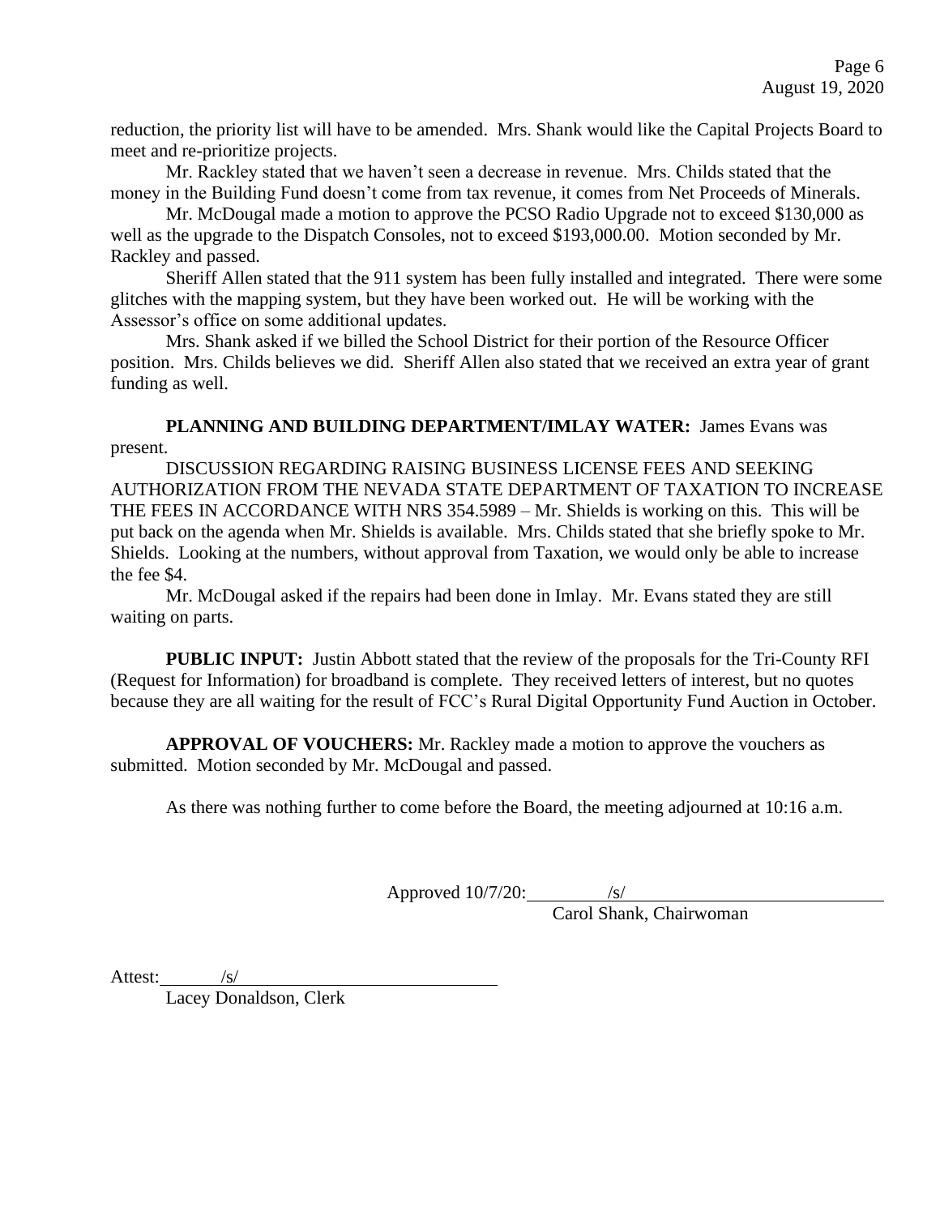reduction, the priority list will have to be amended. Mrs. Shank would like the Capital Projects Board to meet and re-prioritize projects.

Mr. Rackley stated that we haven't seen a decrease in revenue. Mrs. Childs stated that the money in the Building Fund doesn't come from tax revenue, it comes from Net Proceeds of Minerals.

Mr. McDougal made a motion to approve the PCSO Radio Upgrade not to exceed $130,000 as well as the upgrade to the Dispatch Consoles, not to exceed $193,000.00. Motion seconded by Mr. Rackley and passed.

Sheriff Allen stated that the 911 system has been fully installed and integrated. There were some glitches with the mapping system, but they have been worked out. He will be working with the Assessor's office on some additional updates.

Mrs. Shank asked if we billed the School District for their portion of the Resource Officer position. Mrs. Childs believes we did. Sheriff Allen also stated that we received an extra year of grant funding as well.

**PLANNING AND BUILDING DEPARTMENT/IMLAY WATER:** James Evans was present.

DISCUSSION REGARDING RAISING BUSINESS LICENSE FEES AND SEEKING AUTHORIZATION FROM THE NEVADA STATE DEPARTMENT OF TAXATION TO INCREASE THE FEES IN ACCORDANCE WITH NRS 354.5989 – Mr. Shields is working on this. This will be put back on the agenda when Mr. Shields is available. Mrs. Childs stated that she briefly spoke to Mr. Shields. Looking at the numbers, without approval from Taxation, we would only be able to increase the fee $4.

Mr. McDougal asked if the repairs had been done in Imlay. Mr. Evans stated they are still waiting on parts.

**PUBLIC INPUT:** Justin Abbott stated that the review of the proposals for the Tri-County RFI (Request for Information) for broadband is complete. They received letters of interest, but no quotes because they are all waiting for the result of FCC's Rural Digital Opportunity Fund Auction in October.

**APPROVAL OF VOUCHERS:** Mr. Rackley made a motion to approve the vouchers as submitted. Motion seconded by Mr. McDougal and passed.

As there was nothing further to come before the Board, the meeting adjourned at 10:16 a.m.

Approved 10/7/20: /s/
Carol Shank, Chairwoman

Attest: /s/
Lacey Donaldson, Clerk